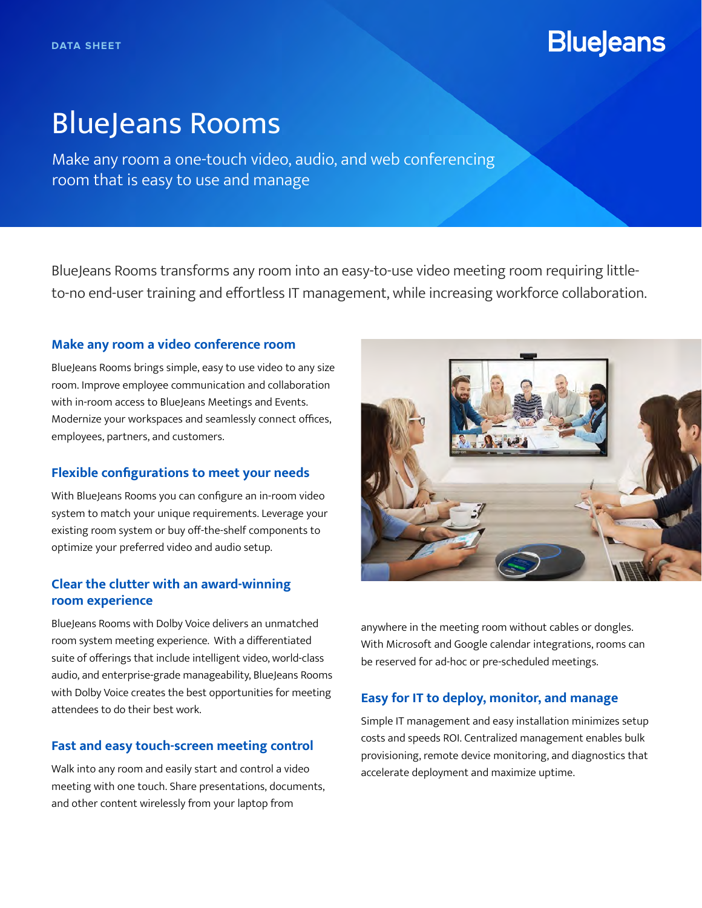DATA SHEET

BlueJeans

# BlueJeans Rooms

Make any room a one-touch video, audio, and web conferencing room that is easy to use and manage

BlueJeans Rooms transforms any room into an easy-to-use video meeting room requiring little-to-no end-user training and effortless IT management, while increasing workforce collaboration.

## Make any room a video conference room

BlueJeans Rooms brings simple, easy to use video to any size room. Improve employee communication and collaboration with in-room access to BlueJeans Meetings and Events. Modernize your workspaces and seamlessly connect offices, employees, partners, and customers.

## Flexible configurations to meet your needs

With BlueJeans Rooms you can configure an in-room video system to match your unique requirements. Leverage your existing room system or buy off-the-shelf components to optimize your preferred video and audio setup.

## Clear the clutter with an award-winning room experience

BlueJeans Rooms with Dolby Voice delivers an unmatched room system meeting experience. With a differentiated suite of offerings that include intelligent video, world-class audio, and enterprise-grade manageability, BlueJeans Rooms with Dolby Voice creates the best opportunities for meeting attendees to do their best work.

## Fast and easy touch-screen meeting control

Walk into any room and easily start and control a video meeting with one touch. Share presentations, documents, and other content wirelessly from your laptop from anywhere in the meeting room without cables or dongles. With Microsoft and Google calendar integrations, rooms can be reserved for ad-hoc or pre-scheduled meetings.

## Easy for IT to deploy, monitor, and manage

Simple IT management and easy installation minimizes setup costs and speeds ROI. Centralized management enables bulk provisioning, remote device monitoring, and diagnostics that accelerate deployment and maximize uptime.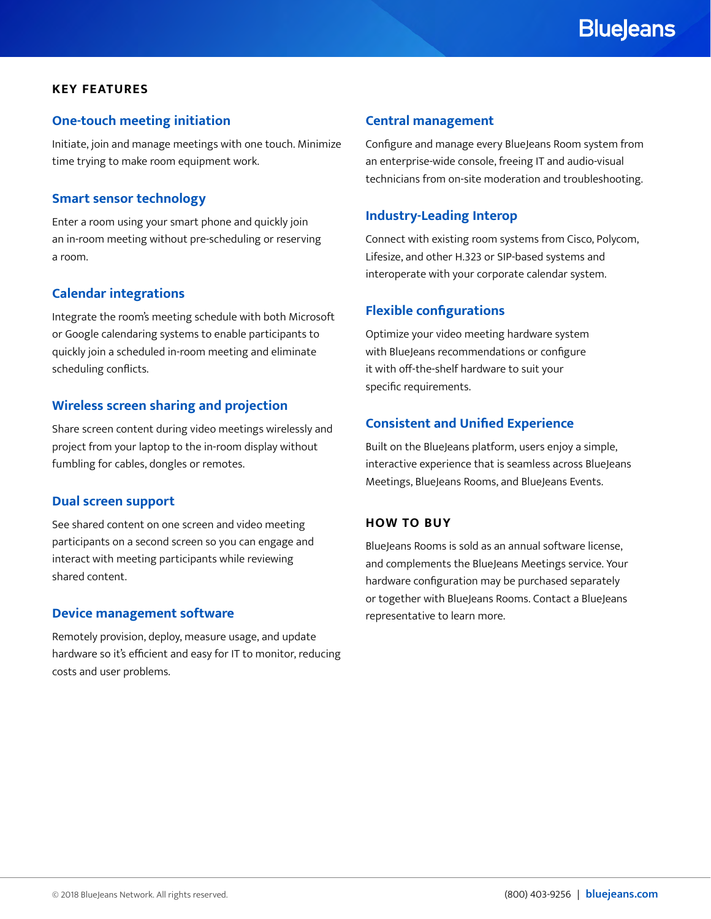## KEY FEATURES

### One-touch meeting initiation

Initiate, join and manage meetings with one touch. Minimize time trying to make room equipment work.

### Smart sensor technology

Enter a room using your smart phone and quickly join an in-room meeting without pre-scheduling or reserving a room.

### Calendar integrations

Integrate the room's meeting schedule with both Microsoft or Google calendaring systems to enable participants to quickly join a scheduled in-room meeting and eliminate scheduling conflicts.

### Wireless screen sharing and projection

Share screen content during video meetings wirelessly and project from your laptop to the in-room display without fumbling for cables, dongles or remotes.

### Dual screen support

See shared content on one screen and video meeting participants on a second screen so you can engage and interact with meeting participants while reviewing shared content.

### Device management software

Remotely provision, deploy, measure usage, and update hardware so it's efficient and easy for IT to monitor, reducing costs and user problems.

### Central management

Configure and manage every BlueJeans Room system from an enterprise-wide console, freeing IT and audio-visual technicians from on-site moderation and troubleshooting.

### Industry-Leading Interop

Connect with existing room systems from Cisco, Polycom, Lifesize, and other H.323 or SIP-based systems and interoperate with your corporate calendar system.

### Flexible configurations

Optimize your video meeting hardware system with BlueJeans recommendations or configure it with off-the-shelf hardware to suit your specific requirements.

### Consistent and Unified Experience

Built on the BlueJeans platform, users enjoy a simple, interactive experience that is seamless across BlueJeans Meetings, BlueJeans Rooms, and BlueJeans Events.

## HOW TO BUY

BlueJeans Rooms is sold as an annual software license, and complements the BlueJeans Meetings service. Your hardware configuration may be purchased separately or together with BlueJeans Rooms. Contact a BlueJeans representative to learn more.

© 2018 BlueJeans Network. All rights reserved.

(800) 403-9256 | **bluejeans.com**